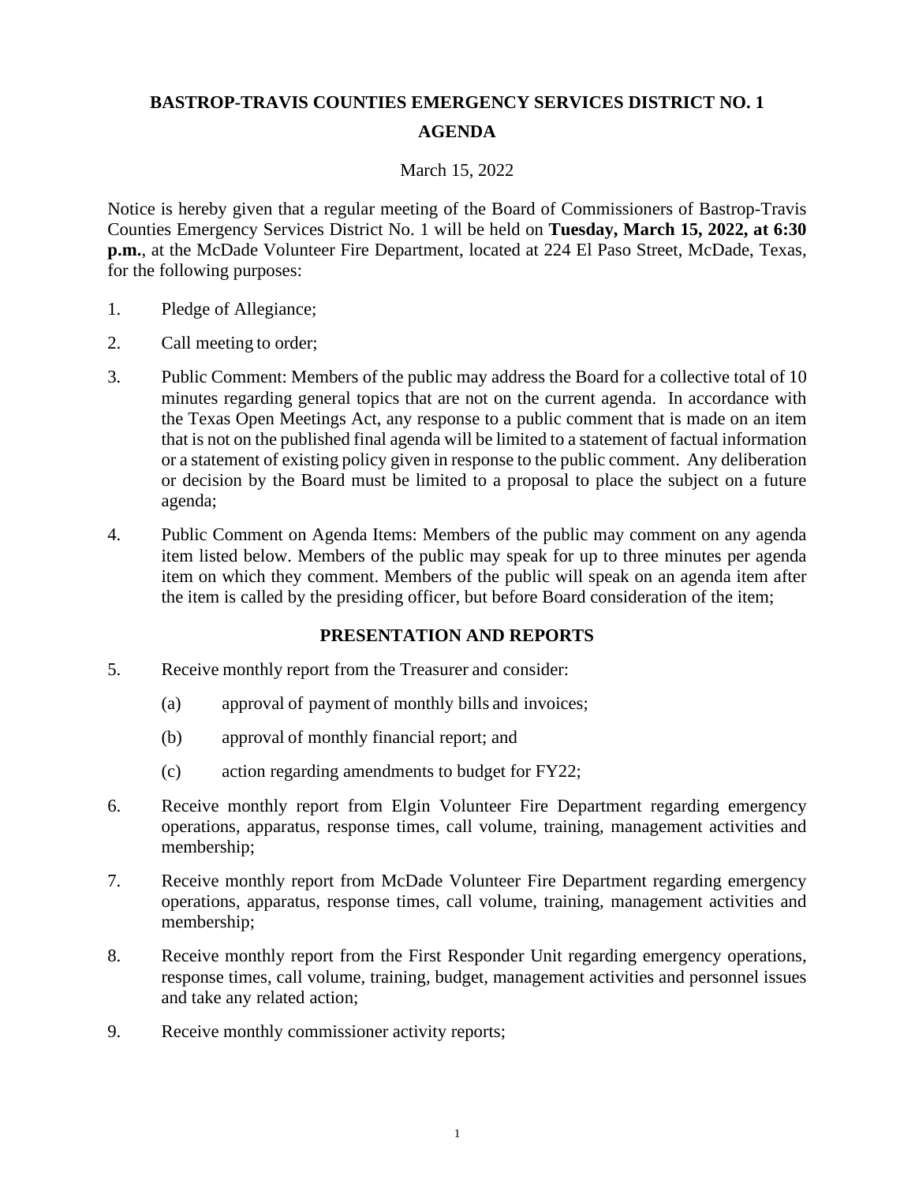# BASTROP-TRAVIS COUNTIES EMERGENCY SERVICES DISTRICT NO. 1

## AGENDA

March 15, 2022

Notice is hereby given that a regular meeting of the Board of Commissioners of Bastrop-Travis Counties Emergency Services District No. 1 will be held on **Tuesday, March 15, 2022, at 6:30 p.m.**, at the McDade Volunteer Fire Department, located at 224 El Paso Street, McDade, Texas, for the following purposes:

1. Pledge of Allegiance;
2. Call meeting to order;
3. Public Comment: Members of the public may address the Board for a collective total of 10 minutes regarding general topics that are not on the current agenda. In accordance with the Texas Open Meetings Act, any response to a public comment that is made on an item that is not on the published final agenda will be limited to a statement of factual information or a statement of existing policy given in response to the public comment. Any deliberation or decision by the Board must be limited to a proposal to place the subject on a future agenda;
4. Public Comment on Agenda Items: Members of the public may comment on any agenda item listed below. Members of the public may speak for up to three minutes per agenda item on which they comment. Members of the public will speak on an agenda item after the item is called by the presiding officer, but before Board consideration of the item;

### PRESENTATION AND REPORTS

5. Receive monthly report from the Treasurer and consider:
   (a) approval of payment of monthly bills and invoices;
   (b) approval of monthly financial report; and
   (c) action regarding amendments to budget for FY22;
6. Receive monthly report from Elgin Volunteer Fire Department regarding emergency operations, apparatus, response times, call volume, training, management activities and membership;
7. Receive monthly report from McDade Volunteer Fire Department regarding emergency operations, apparatus, response times, call volume, training, management activities and membership;
8. Receive monthly report from the First Responder Unit regarding emergency operations, response times, call volume, training, budget, management activities and personnel issues and take any related action;
9. Receive monthly commissioner activity reports;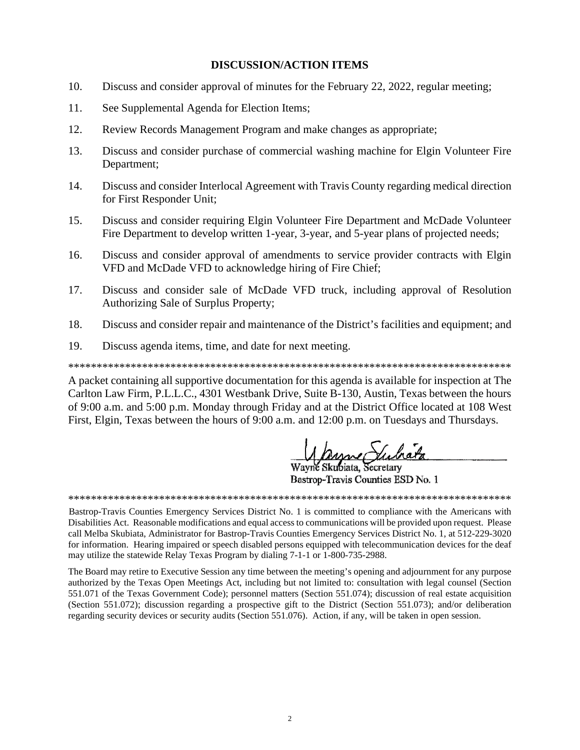**DISCUSSION/ACTION ITEMS**

10. Discuss and consider approval of minutes for the February 22, 2022, regular meeting;

11. See Supplemental Agenda for Election Items;

12. Review Records Management Program and make changes as appropriate;

13. Discuss and consider purchase of commercial washing machine for Elgin Volunteer Fire Department;

14. Discuss and consider Interlocal Agreement with Travis County regarding medical direction for First Responder Unit;

15. Discuss and consider requiring Elgin Volunteer Fire Department and McDade Volunteer Fire Department to develop written 1-year, 3-year, and 5-year plans of projected needs;

16. Discuss and consider approval of amendments to service provider contracts with Elgin VFD and McDade VFD to acknowledge hiring of Fire Chief;

17. Discuss and consider sale of McDade VFD truck, including approval of Resolution Authorizing Sale of Surplus Property;

18. Discuss and consider repair and maintenance of the District's facilities and equipment; and

19. Discuss agenda items, time, and date for next meeting.

*******************************************************************************

A packet containing all supportive documentation for this agenda is available for inspection at The Carlton Law Firm, P.L.L.C., 4301 Westbank Drive, Suite B-130, Austin, Texas between the hours of 9:00 a.m. and 5:00 p.m. Monday through Friday and at the District Office located at 108 West First, Elgin, Texas between the hours of 9:00 a.m. and 12:00 p.m. on Tuesdays and Thursdays.

Wayne Skubiata, Secretary
Bastrop-Travis Counties ESD No. 1

*******************************************************************************

Bastrop-Travis Counties Emergency Services District No. 1 is committed to compliance with the Americans with Disabilities Act. Reasonable modifications and equal access to communications will be provided upon request. Please call Melba Skubiata, Administrator for Bastrop-Travis Counties Emergency Services District No. 1, at 512-229-3020 for information. Hearing impaired or speech disabled persons equipped with telecommunication devices for the deaf may utilize the statewide Relay Texas Program by dialing 7-1-1 or 1-800-735-2988.

The Board may retire to Executive Session any time between the meeting's opening and adjournment for any purpose authorized by the Texas Open Meetings Act, including but not limited to: consultation with legal counsel (Section 551.071 of the Texas Government Code); personnel matters (Section 551.074); discussion of real estate acquisition (Section 551.072); discussion regarding a prospective gift to the District (Section 551.073); and/or deliberation regarding security devices or security audits (Section 551.076). Action, if any, will be taken in open session.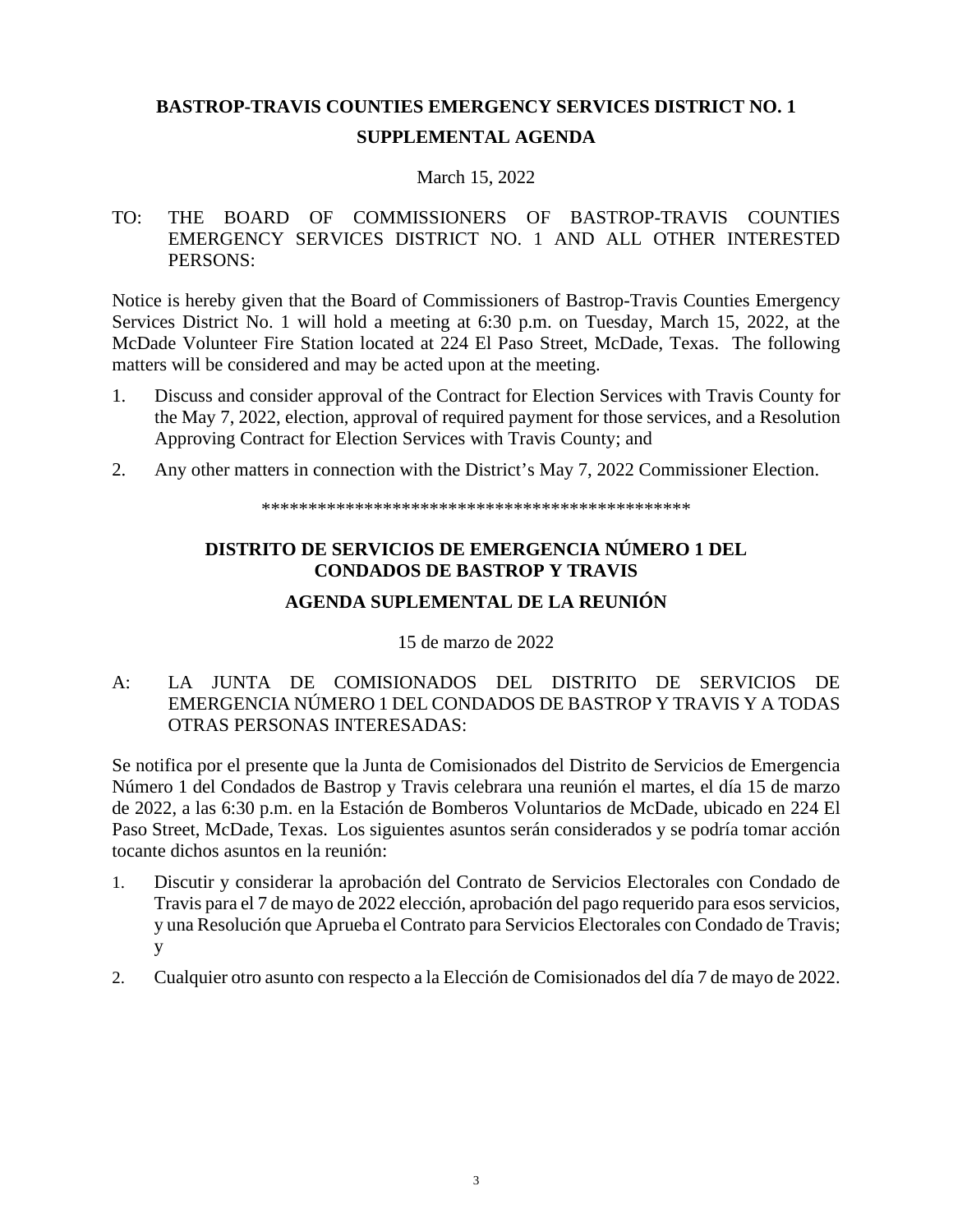# BASTROP-TRAVIS COUNTIES EMERGENCY SERVICES DISTRICT NO. 1

## SUPPLEMENTAL AGENDA

March 15, 2022

TO: THE BOARD OF COMMISSIONERS OF BASTROP-TRAVIS COUNTIES EMERGENCY SERVICES DISTRICT NO. 1 AND ALL OTHER INTERESTED PERSONS:

Notice is hereby given that the Board of Commissioners of Bastrop-Travis Counties Emergency Services District No. 1 will hold a meeting at 6:30 p.m. on Tuesday, March 15, 2022, at the McDade Volunteer Fire Station located at 224 El Paso Street, McDade, Texas. The following matters will be considered and may be acted upon at the meeting.

1. Discuss and consider approval of the Contract for Election Services with Travis County for the May 7, 2022, election, approval of required payment for those services, and a Resolution Approving Contract for Election Services with Travis County; and
2. Any other matters in connection with the District's May 7, 2022 Commissioner Election.

\*\*\*\*\*\*\*\*\*\*\*\*\*\*\*\*\*\*\*\*\*\*\*\*\*\*\*\*\*\*\*\*\*\*\*\*\*\*\*\*\*\*\*\*\*\*\*

# DISTRITO DE SERVICIOS DE EMERGENCIA NÚMERO 1 DEL CONDADOS DE BASTROP Y TRAVIS

## AGENDA SUPLEMENTAL DE LA REUNIÓN

15 de marzo de 2022

A: LA JUNTA DE COMISIONADOS DEL DISTRITO DE SERVICIOS DE EMERGENCIA NÚMERO 1 DEL CONDADOS DE BASTROP Y TRAVIS Y A TODAS OTRAS PERSONAS INTERESADAS:

Se notifica por el presente que la Junta de Comisionados del Distrito de Servicios de Emergencia Número 1 del Condados de Bastrop y Travis celebrara una reunión el martes, el día 15 de marzo de 2022, a las 6:30 p.m. en la Estación de Bomberos Voluntarios de McDade, ubicado en 224 El Paso Street, McDade, Texas. Los siguientes asuntos serán considerados y se podría tomar acción tocante dichos asuntos en la reunión:

1. Discutir y considerar la aprobación del Contrato de Servicios Electorales con Condado de Travis para el 7 de mayo de 2022 elección, aprobación del pago requerido para esos servicios, y una Resolución que Aprueba el Contrato para Servicios Electorales con Condado de Travis; y
2. Cualquier otro asunto con respecto a la Elección de Comisionados del día 7 de mayo de 2022.